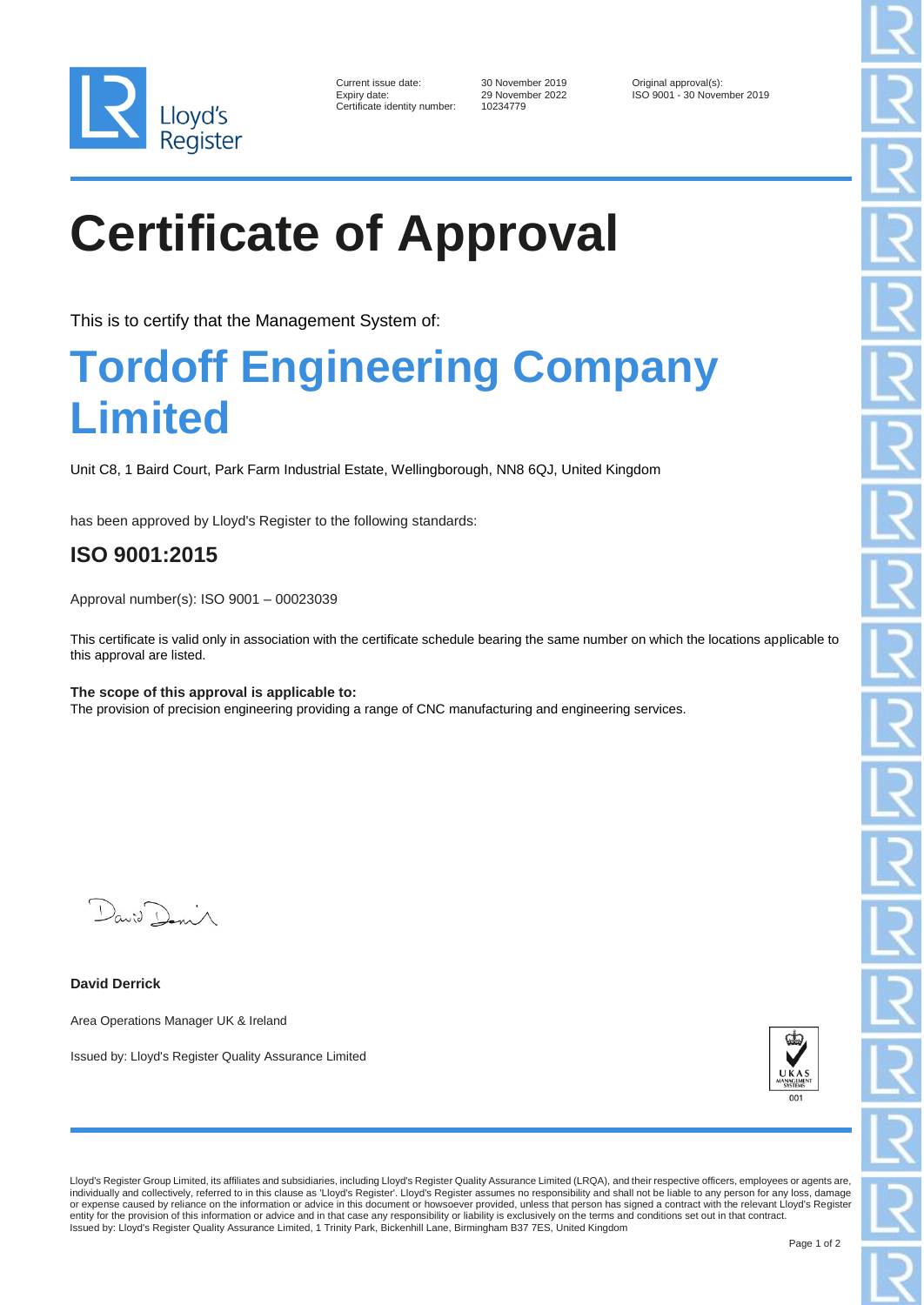Lloyd's Register

| | | |
|---|---|---|
| Current issue date: | 30 November 2019 | Original approval(s): |
| Expiry date: | 29 November 2022 | ISO 9001 - 30 November 2019 |
| Certificate identity number: | 10234779 | |

# Certificate of Approval

This is to certify that the Management System of:

# Tordoff Engineering Company Limited

Unit C8, 1 Baird Court, Park Farm Industrial Estate, Wellingborough, NN8 6QJ, United Kingdom

has been approved by Lloyd's Register to the following standards:

## ISO 9001:2015

Approval number(s): ISO 9001 – 00023039

This certificate is valid only in association with the certificate schedule bearing the same number on which the locations applicable to this approval are listed.

**The scope of this approval is applicable to:**
The provision of precision engineering providing a range of CNC manufacturing and engineering services.

**David Derrick**

Area Operations Manager UK & Ireland

Issued by: Lloyd's Register Quality Assurance Limited

UKAS MANAGEMENT SYSTEMS 001

Lloyd's Register Group Limited, its affiliates and subsidiaries, including Lloyd's Register Quality Assurance Limited (LRQA), and their respective officers, employees or agents are, individually and collectively, referred to in this clause as 'Lloyd's Register'. Lloyd's Register assumes no responsibility and shall not be liable to any person for any loss, damage or expense caused by reliance on the information or advice in this document or howsoever provided, unless that person has signed a contract with the relevant Lloyd's Register entity for the provision of this information or advice and in that case any responsibility or liability is exclusively on the terms and conditions set out in that contract.
Issued by: Lloyd's Register Quality Assurance Limited, 1 Trinity Park, Bickenhill Lane, Birmingham B37 7ES, United Kingdom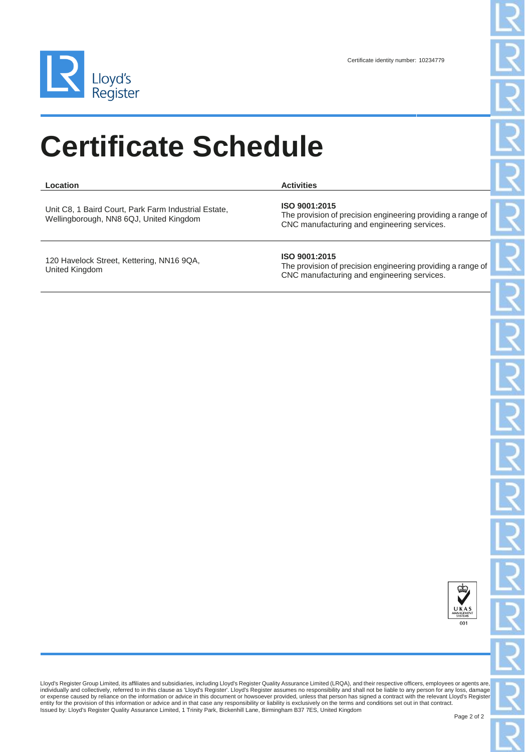Certificate identity number: 10234779

# Certificate Schedule

| Location | Activities |
| --- | --- |
| Unit C8, 1 Baird Court, Park Farm Industrial Estate, Wellingborough, NN8 6QJ, United Kingdom | **ISO 9001:2015** The provision of precision engineering providing a range of CNC manufacturing and engineering services. |
| 120 Havelock Street, Kettering, NN16 9QA, United Kingdom | **ISO 9001:2015** The provision of precision engineering providing a range of CNC manufacturing and engineering services. |

UKAS MANAGEMENT SYSTEMS 001

Lloyd's Register Group Limited, its affiliates and subsidiaries, including Lloyd's Register Quality Assurance Limited (LRQA), and their respective officers, employees or agents are, individually and collectively, referred to in this clause as 'Lloyd's Register'. Lloyd's Register assumes no responsibility and shall not be liable to any person for any loss, damage or expense caused by reliance on the information or advice in this document or howsoever provided, unless that person has signed a contract with the relevant Lloyd's Register entity for the provision of this information or advice and in that case any responsibility or liability is exclusively on the terms and conditions set out in that contract.
Issued by: Lloyd's Register Quality Assurance Limited, 1 Trinity Park, Bickenhill Lane, Birmingham B37 7ES, United Kingdom